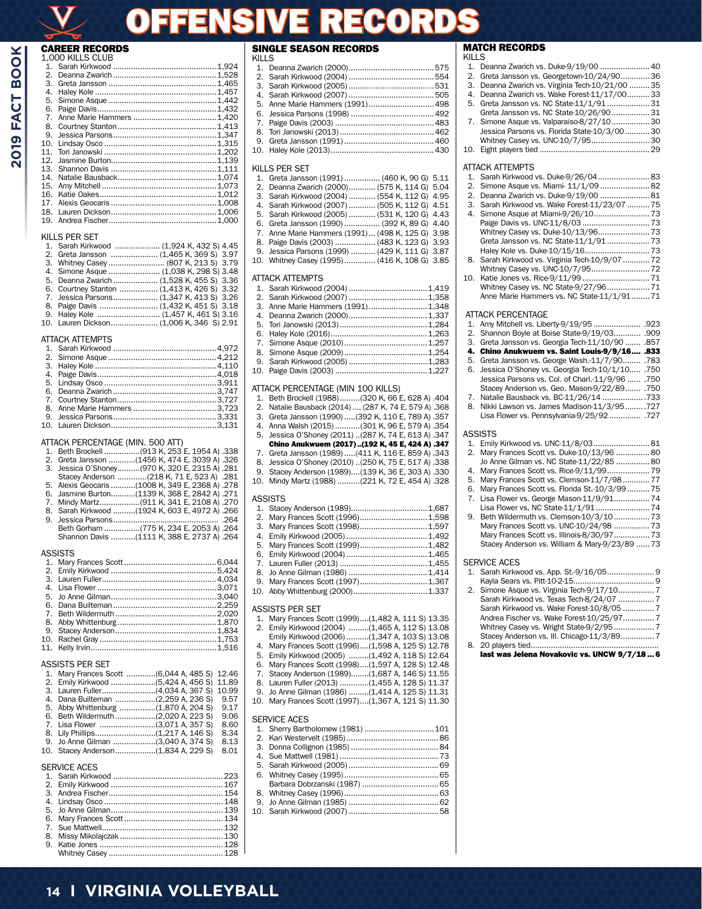# OFFENSIVE RECORDS

## CAREER RECORDS

### 1,000 KILLS CLUB

| | Name | Kills |
|---|---|---|
| 1. | Sarah Kirkwood | 1,924 |
| 2. | Deanna Zwarich | 1,528 |
| 3. | Greta Jansson | 1,465 |
| 4. | Haley Kole | 1,457 |
| 5. | Simone Asque | 1,442 |
| 6. | Paige Davis | 1,432 |
| 7. | Anne Marie Hammers | 1,420 |
| 8. | Courtney Stanton | 1,413 |
| 9. | Jessica Parsons | 1,347 |
| 10. | Lindsay Osco | 1,315 |
| 11. | Tori Janowski | 1,202 |
| 12. | Jasmine Burton | 1,139 |
| 13. | Shannon Davis | 1,111 |
| 14. | Natalie Bausback | 1,074 |
| 15. | Amy Mitchell | 1,073 |
| 16. | Katie Oakes | 1,012 |
| 17. | Alexis Geocaris | 1,008 |
| 18. | Lauren Dickson | 1,006 |
| 19. | Andrea Fischer | 1,000 |

### KILLS PER SET

| | Name | Stats | K/S |
|---|---|---|---|
| 1. | Sarah Kirkwood | (1,924 K, 432 S) | 4.45 |
| 2. | Greta Jansson | (1,465 K, 369 S) | 3.97 |
| 3. | Whitney Casey | (807 K, 213 S) | 3.79 |
| 4. | Simone Asque | (1,038 K, 298 S) | 3.48 |
| 5. | Deanna Zwarich | (1,528 K, 455 S) | 3.36 |
| 6. | Courtney Stanton | (1,413 K, 426 S) | 3.32 |
| 7. | Jessica Parsons | (1,347 K, 413 S) | 3.26 |
| 8. | Paige Davis | (1,432 K, 451 S) | 3.18 |
| 9. | Haley Kole | (1,457 K, 461 S) | 3.16 |
| 10. | Lauren Dickson | (1,006 K, 346 S) | 2.91 |

### ATTACK ATTEMPTS

| | Name | Attempts |
|---|---|---|
| 1. | Sarah Kirkwood | 4,972 |
| 2. | Simone Asque | 4,212 |
| 3. | Haley Kole | 4,110 |
| 4. | Paige Davis | 4,018 |
| 5. | Lindsay Osco | 3,911 |
| 6. | Deanna Zwarich | 3,747 |
| 7. | Courtney Stanton | 3,727 |
| 8. | Anne Marie Hammers | 3,723 |
| 9. | Jessica Parsons | 3,331 |
| 10. | Lauren Dickson | 3,131 |

### ATTACK PERCENTAGE (MIN. 500 ATT)

| | Name | Stats | Pct. |
|---|---|---|---|
| 1. | Beth Brockell | (913 K, 253 E, 1954 A) | .338 |
| 2. | Greta Jansson | (1456 K, 474 E, 3039 A) | .326 |
| 3. | Jessica O'Shoney | (970 K, 320 E, 2315 A) | .281 |
| | Stacey Anderson | (218 K, 71 E, 523 A) | .281 |
| 5. | Alexis Geocaris | (1008 K, 349 E, 2368 A) | .278 |
| 6. | Jasmine Burton | (1139 K, 368 E, 2842 A) | .271 |
| 7. | Mindy Martz | (911 K, 341 E, 2108 A) | .270 |
| 8. | Sarah Kirkwood | (1924 K, 603 E, 4972 A) | .266 |
| 9. | Jessica Parsons | | .264 |
| | Beth Gorham | (775 K, 234 E, 2053 A) | .264 |
| | Shannon Davis | (1111 K, 388 E, 2737 A) | .264 |

### ASSISTS

| | Name | Assists |
|---|---|---|
| 1. | Mary Frances Scott | 6,044 |
| 2. | Emily Kirkwood | 5,424 |
| 3. | Lauren Fuller | 4,034 |
| 4. | Lisa Flower | 3,071 |
| 5. | Jo Anne Gilman | 3,040 |
| 6. | Dana Builteman | 2,259 |
| 7. | Beth Wildermuth | 2,020 |
| 8. | Abby Whittenburg | 1,870 |
| 9. | Stacey Anderson | 1,834 |
| 10. | Rachel Gray | 1,753 |
| 11. | Kelly Irvin | 1,516 |

### ASSISTS PER SET

| | Name | Stats | A/S |
|---|---|---|---|
| 1. | Mary Frances Scott | (6,044 A, 485 S) | 12.46 |
| 2. | Emily Kirkwood | (5,424 A, 456 S) | 11.89 |
| 3. | Lauren Fuller | (4,034 A, 367 S) | 10.99 |
| 4. | Dana Builteman | (2,259 A, 236 S) | 9.57 |
| 5. | Abby Whittenburg | (1,870 A, 204 S) | 9.17 |
| 6. | Beth Wildermuth | (2,020 A, 223 S) | 9.06 |
| 7. | Lisa Flower | (3,071 A, 357 S) | 8.60 |
| 8. | Lily Phillips | (1,217 A, 146 S) | 8.34 |
| 9. | Jo Anne Gilman | (3,040 A, 374 S) | 8.13 |
| 10. | Stacey Anderson | (1,834 A, 229 S) | 8.01 |

### SERVICE ACES

| | Name | Aces |
|---|---|---|
| 1. | Sarah Kirkwood | 223 |
| 2. | Emily Kirkwood | 167 |
| 3. | Andrea Fischer | 154 |
| 4. | Lindsay Osco | 148 |
| 5. | Jo Anne Gilman | 139 |
| 6. | Mary Frances Scott | 134 |
| 7. | Sue Mattwell | 132 |
| 8. | Missy Mikolajczak | 130 |
| 9. | Katie Jones | 128 |
| | Whitney Casey | 128 |

## SINGLE SEASON RECORDS

### KILLS

| | Name | Kills |
|---|---|---|
| 1. | Deanna Zwarich (2000) | 575 |
| 2. | Sarah Kirkwood (2004) | 554 |
| 3. | Sarah Kirkwood (2005) | 531 |
| 4. | Sarah Kirkwood (2007) | 505 |
| 5. | Anne Marie Hammers (1991) | 498 |
| 6. | Jessica Parsons (1998) | 492 |
| 7. | Paige Davis (2003) | 483 |
| 8. | Tori Janowski (2013) | 462 |
| 9. | Greta Jansson (1991) | 460 |
| 10. | Haley Kole (2013) | 430 |

### KILLS PER SET

| | Name | Stats | K/S |
|---|---|---|---|
| 1. | Greta Jansson (1991) | (460 K, 90 G) | 5.11 |
| 2. | Deanna Zwarich (2000) | (575 K, 114 G) | 5.04 |
| 3. | Sarah Kirkwood (2004) | (554 K, 112 G) | 4.95 |
| 4. | Sarah Kirkwood (2007) | (505 K, 112 G) | 4.51 |
| 5. | Sarah Kirkwood (2005) | (531 K, 120 G) | 4.43 |
| 6. | Greta Jansson (1990) | (392 K, 89 G) | 4.40 |
| 7. | Anne Marie Hammers (1991) | (498 K, 125 G) | 3.98 |
| 8. | Paige Davis (2003) | (483 K, 123 G) | 3.93 |
| 9. | Jessica Parsons (1999) | (429 K, 111 G) | 3.87 |
| 10. | Whitney Casey (1995) | (416 K, 108 G) | 3.85 |

### ATTACK ATTEMPTS

| | Name | Attempts |
|---|---|---|
| 1. | Sarah Kirkwood (2004) | 1,419 |
| 2. | Sarah Kirkwood (2007) | 1,358 |
| 3. | Anne Marie Hammers (1991) | 1,348 |
| 4. | Deanna Zwarich (2000) | 1,337 |
| 5. | Tori Janowski (2013) | 1,284 |
| 6. | Haley Kole (2016) | 1,263 |
| 7. | Simone Asque (2010) | 1,257 |
| 8. | Simone Asque (2009) | 1,254 |
| 9. | Sarah Kirkwood (2005) | 1,283 |
| 10. | Paige Davis (2003) | 1,227 |

### ATTACK PERCENTAGE (MIN 100 KILLS)

| | Name | Stats | Pct. |
|---|---|---|---|
| 1. | Beth Brockell (1988) | (320 K, 66 E, 628 A) | .404 |
| 2. | Natalie Bausback (2014) | (287 K, 74 E, 579 A) | .368 |
| 3. | Greta Jansson (1990) | (392 K, 110 E, 789 A) | .357 |
| 4. | Anna Walsh (2015) | (301 K, 96 E, 579 A) | .354 |
| 5. | Jessica O'Shoney (2011) | (287 K, 74 E, 613 A) | .347 |
| | **Chino Anukwuem (2017)** | **(192 K, 45 E, 424 A)** | **.347** |
| 7. | Greta Jansson (1989) | (411 K, 116 E, 859 A) | .343 |
| 8. | Jessica O'Shoney (2010) | (250 K, 75 E, 517 A) | .338 |
| 9. | Stacey Anderson (1989) | (139 K, 36 E, 303 A) | .330 |
| 10. | Mindy Martz (1988) | (221 K, 72 E, 454 A) | .328 |

### ASSISTS

| | Name | Assists |
|---|---|---|
| 1. | Stacey Anderson (1989) | 1,687 |
| 2. | Mary Frances Scott (1996) | 1,598 |
| 3. | Mary Frances Scott (1998) | 1,597 |
| 4. | Emily Kirkwood (2005) | 1,492 |
| 5. | Mary Frances Scott (1999) | 1,482 |
| 6. | Emily Kirkwood (2004) | 1,465 |
| 7. | Lauren Fuller (2013) | 1,455 |
| 8. | Jo Anne Gilman (1986) | 1,414 |
| 9. | Mary Frances Scott (1997) | 1,367 |
| 10. | Abby Whittenburg (2000) | 1,337 |

### ASSISTS PER SET

| | Name | Stats | A/S |
|---|---|---|---|
| 1. | Mary Frances Scott (1999) | (1,482 A, 111 S) | 13.35 |
| 2. | Emily Kirkwood (2004) | (1,465 A, 112 S) | 13.08 |
| | Emily Kirkwood (2006) | (1,347 A, 103 S) | 13.08 |
| 4. | Mary Frances Scott (1996) | (1,598 A, 125 S) | 12.78 |
| 5. | Emily Kirkwood (2005) | (1,492 A, 118 S) | 12.64 |
| 6. | Mary Frances Scott (1998) | (1,597 A, 128 S) | 12.48 |
| 7. | Stacey Anderson (1989) | (1,687 A, 146 S) | 11.55 |
| 8. | Lauren Fuller (2013) | (1,455 A, 128 S) | 11.37 |
| 9. | Jo Anne Gilman (1986) | (1,414 A, 125 S) | 11.31 |
| 10. | Mary Frances Scott (1997) | (1,367 A, 121 S) | 11.30 |

### SERVICE ACES

| | Name | Aces |
|---|---|---|
| 1. | Sherry Bartholomew (1981) | 101 |
| 2. | Kari Westervelt (1985) | 86 |
| 3. | Donna Collignon (1985) | 84 |
| 4. | Sue Mattwell (1981) | 73 |
| 5. | Sarah Kirkwood (2005) | 69 |
| 6. | Whitney Casey (1995) | 65 |
| | Barbara Dobrzanski (1987) | 65 |
| 8. | Whitney Casey (1996) | 63 |
| 9. | Jo Anne Gilman (1985) | 62 |
| 10. | Sarah Kirkwood (2007) | 58 |

## MATCH RECORDS

### KILLS

| | Name | Kills |
|---|---|---|
| 1. | Deanna Zwarich vs. Duke-9/19/00 | 40 |
| 2. | Greta Jansson vs. Georgetown-10/24/90 | 36 |
| 3. | Deanna Zwarich vs. Virginia Tech-10/21/00 | 35 |
| 4. | Deanna Zwarich vs. Wake Forest-11/17/00 | 33 |
| 5. | Greta Jansson vs. NC State-11/1/91 | 31 |
| | Greta Jansson vs. NC State-10/26/90 | 31 |
| 7. | Simone Asque vs. Valparaiso-8/27/10 | 30 |
| | Jessica Parsons vs. Florida State-10/3/00 | 30 |
| | Whitney Casey vs. UNC-10/7/95 | 30 |
| 10. | Eight players tied | 29 |

### ATTACK ATTEMPTS

| | Name | Attempts |
|---|---|---|
| 1. | Sarah Kirkwood vs. Duke-9/26/04 | 83 |
| 2. | Simone Asque vs. Miami- 11/1/09 | 82 |
| 2. | Deanna Zwarich vs. Duke-9/19/00 | 81 |
| 3. | Sarah Kirkwood vs. Wake Forest-11/23/07 | 75 |
| 4. | Simone Asque at Miami-9/26/10 | 73 |
| | Paige Davis vs. UNC-11/8/03 | 73 |
| | Whitney Casey vs. Duke-10/13/96 | 73 |
| | Greta Jansson vs. NC State-11/1/91 | 73 |
| | Haley Kole vs. Duke-10/15/16 | 73 |
| 8. | Sarah Kirkwood vs. Virginia Tech-10/19/07 | 72 |
| | Whitney Casey vs. UNC-10/7/95 | 72 |
| 10. | Katie Jones vs. Rice-9/11/99 | 71 |
| | Whitney Casey vs. NC State-9/27/96 | 71 |
| | Anne Marie Hammers vs. NC State-11/1/91 | 71 |

### ATTACK PERCENTAGE

| | Name | Pct. |
|---|---|---|
| 1. | Amy Mitchell vs. Liberty-9/19/95 | .923 |
| 2. | Shannon Boyle at Boise State-9/19/03 | .909 |
| 3. | Greta Jansson vs. Georgia Tech-11/10/90 | .857 |
| **4.** | **Chino Anukwuem vs. Saint Louis-9/9/16** | **.833** |
| 5. | Greta Jansson vs. George Wash.-11/7/90 | .783 |
| 6. | Jessica O'Shoney vs. Georgia Tech-10/1/10 | .750 |
| | Jessica Parsons vs. Col. of Charl.-11/9/96 | .750 |
| | Stacey Anderson vs. Geo. Mason-9/22/89 | .750 |
| 7. | Natalie Bausback vs. BC-11/26/14 | .733 |
| 8. | Nikki Lawson vs. James Madison-11/3/95 | .727 |
| | Lisa Flower vs. Pennsylvania-9/25/92 | .727 |

### ASSISTS

| | Name | Assists |
|---|---|---|
| 1. | Emily Kirkwood vs. UNC-11/8/03 | 81 |
| 2. | Mary Frances Scott vs. Duke-10/13/96 | 80 |
| | Jo Anne Gilman vs. NC State-11/22/85 | 80 |
| 4. | Mary Frances Scott vs. Rice-9/11/99 | 79 |
| 5. | Mary Frances Scott vs. Clemson-11/7/98 | 77 |
| 6. | Mary Frances Scott vs. Florida St.-10/3/99 | 75 |
| 7. | Lisa Flower vs. George Mason-11/9/91 | 74 |
| | Lisa Flower vs. NC State-11/1/91 | 74 |
| 9. | Beth Wildermuth vs. Clemson-10/3/10 | 73 |
| | Mary Frances Scott vs. UNC-10/24/98 | 73 |
| | Mary Frances Scott vs. Illinois-8/30/97 | 73 |
| | Stacey Anderson vs. William & Mary-9/23/89 | 73 |

### SERVICE ACES

| | Name | Aces |
|---|---|---|
| 1. | Sarah Kirkwood vs. App. St.-9/16/05 | 9 |
| | Kayla Sears vs. Pitt-10-2-15 | 9 |
| 2. | Simone Asque vs. Virginia Tech-9/17/10 | 7 |
| | Sarah Kirkwood vs. Texas Tech-8/24/07 | 7 |
| | Sarah Kirkwood vs. Wake Forest-10/8/05 | 7 |
| | Andrea Fischer vs. Wake Forest-10/25/97 | 7 |
| | Whitney Casey vs. Wright State-9/2/95 | 7 |
| | Stacey Anderson vs. Ill. Chicago-11/3/89 | 7 |
| 8. | 20 players tied | |
| | **last was Jelena Novakovic vs. UNCW 9/7/18** | **6** |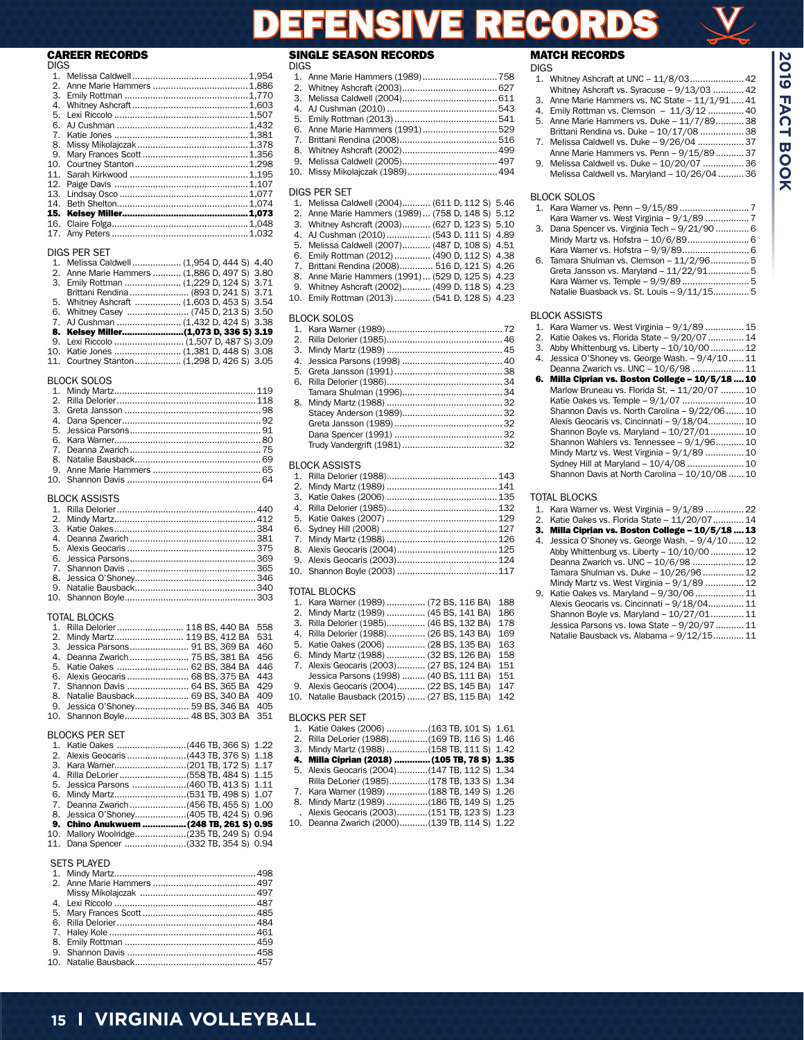# DEFENSIVE RECORDS

## CAREER RECORDS

### DIGS

1. Melissa Caldwell ... 1,954
2. Anne Marie Hammers ... 1,886
3. Emily Rottman ... 1,770
4. Whitney Ashcraft ... 1,603
5. Lexi Riccolo ... 1,507
6. AJ Cushman ... 1,432
7. Katie Jones ... 1,381
8. Missy Mikolajczak ... 1,378
9. Mary Frances Scott ... 1,356
10. Courtney Stanton ... 1,298
11. Sarah Kirkwood ... 1,195
12. Paige Davis ... 1,107
13. Lindsay Osco ... 1,077
14. Beth Shelton ... 1,074
15. **Kelsey Miller ... 1,073**
16. Claire Folga ... 1,048
17. Amy Peters ... 1,032

### DIGS PER SET

1. Melissa Caldwell ... (1,954 D, 444 S) 4.40
2. Anne Marie Hammers ... (1,886 D, 497 S) 3.80
3. Emily Rottman ... (1,229 D, 124 S) 3.71
   Brittani Rendina ... (893 D, 241 S) 3.71
5. Whitney Ashcraft ... (1,603 D, 453 S) 3.54
6. Whitney Casey ... (745 D, 213 S) 3.50
7. AJ Cushman ... (1,432 D, 424 S) 3.38
8. **Kelsey Miller ... (1,073 D, 336 S) 3.19**
9. Lexi Riccolo ... (1,507 D, 487 S) 3.09
10. Katie Jones ... (1,381 D, 448 S) 3.08
11. Courtney Stanton ... (1,298 D, 426 S) 3.05

### BLOCK SOLOS

1. Mindy Martz ... 119
2. Rilla Delorier ... 118
3. Greta Jansson ... 98
4. Dana Spencer ... 92
5. Jessica Parsons ... 91
6. Kara Warner ... 80
7. Deanna Zwarich ... 75
8. Natalie Bausback ... 69
9. Anne Marie Hammers ... 65
10. Shannon Davis ... 64

### BLOCK ASSISTS

1. Rilla Delorier ... 440
2. Mindy Martz ... 412
3. Katie Oakes ... 384
4. Deanna Zwarich ... 381
5. Alexis Geocaris ... 375
6. Jessica Parsons ... 369
7. Shannon Davis ... 365
8. Jessica O'Shoney ... 346
9. Natalie Bausback ... 340
10. Shannon Boyle ... 303

### TOTAL BLOCKS

1. Rilla Delorier ... 118 BS, 440 BA 558
2. Mindy Martz ... 119 BS, 412 BA 531
3. Jessica Parsons ... 91 BS, 369 BA 460
4. Deanna Zwarich ... 75 BS, 381 BA 456
5. Katie Oakes ... 62 BS, 384 BA 446
6. Alexis Geocaris ... 68 BS, 375 BA 443
7. Shannon Davis ... 64 BS, 365 BA 429
8. Natalie Bausback ... 69 BS, 340 BA 409
9. Jessica O'Shoney ... 59 BS, 346 BA 405
10. Shannon Boyle ... 48 BS, 303 BA 351

### BLOCKS PER SET

1. Katie Oakes ... (446 TB, 366 S) 1.22
2. Alexis Geocaris ... (443 TB, 376 S) 1.18
3. Kara Warner ... (201 TB, 172 S) 1.17
4. Rilla DeLorier ... (558 TB, 484 S) 1.15
5. Jessica Parsons ... (460 TB, 413 S) 1.11
6. Mindy Martz ... (531 TB, 498 S) 1.07
7. Deanna Zwarich ... (456 TB, 455 S) 1.00
8. Jessica O'Shoney ... (405 TB, 424 S) 0.96
9. **Chino Anukwuem ... (248 TB, 261 S) 0.95**
10. Mallory Woolridge ... (235 TB, 249 S) 0.94
11. Dana Spencer ... (332 TB, 354 S) 0.94

### SETS PLAYED

1. Mindy Martz ... 498
2. Anne Marie Hammers ... 497
   Missy Mikolajczak ... 497
4. Lexi Riccolo ... 487
5. Mary Frances Scott ... 485
6. Rilla Delorier ... 484
7. Haley Kole ... 461
8. Emily Rottman ... 459
9. Shannon Davis ... 458
10. Natalie Bausback ... 457

## SINGLE SEASON RECORDS

### DIGS

1. Anne Marie Hammers (1989) ... 758
2. Whitney Ashcraft (2003) ... 627
3. Melissa Caldwell (2004) ... 611
4. AJ Cushman (2010) ... 543
5. Emily Rottman (2013) ... 541
6. Anne Marie Hammers (1991) ... 529
7. Brittani Rendina (2008) ... 516
8. Whitney Ashcraft (2002) ... 499
9. Melissa Caldwell (2005) ... 497
10. Missy Mikolajczak (1989) ... 494

### DIGS PER SET

1. Melissa Caldwell (2004) ... (611 D, 112 S) 5.46
2. Anne Marie Hammers (1989) ... (758 D, 148 S) 5.12
3. Whitney Ashcraft (2003) ... (627 D, 123 S) 5.10
4. AJ Cushman (2010) ... (543 D, 111 S) 4.89
5. Melissa Caldwell (2007) ... (487 D, 108 S) 4.51
6. Emily Rottman (2012) ... (490 D, 112 S) 4.38
7. Brittani Rendina (2008) ... 516 D, 121 S) 4.26
8. Anne Marie Hammers (1991) ... (529 D, 125 S) 4.23
9. Whitney Ashcraft (2002) ... (499 D, 118 S) 4.23
10. Emily Rottman (2013) ... (541 D, 128 S) 4.23

### BLOCK SOLOS

1. Kara Warner (1989) ... 72
2. Rilla Delorier (1985) ... 46
3. Mindy Martz (1989) ... 45
4. Jessica Parsons (1998) ... 40
5. Greta Jansson (1991) ... 38
6. Rilla Delorier (1986) ... 34
   Tamara Shulman (1996) ... 34
8. Mindy Martz (1988) ... 32
   Stacey Anderson (1989) ... 32
   Greta Jansson (1989) ... 32
   Dana Spencer (1991) ... 32
   Trudy Vandergrift (1981) ... 32

### BLOCK ASSISTS

1. Rilla Delorier (1988) ... 143
2. Mindy Martz (1989) ... 141
3. Katie Oakes (2006) ... 135
4. Rilla Delorier (1985) ... 132
5. Katie Oakes (2007) ... 129
6. Sydney Hill (2008) ... 127
7. Mindy Martz (1988) ... 126
8. Alexis Geocaris (2004) ... 125
9. Alexis Geocaris (2003) ... 124
10. Shannon Boyle (2003) ... 117

### TOTAL BLOCKS

1. Kara Warner (1989) ... (72 BS, 116 BA) 188
2. Mindy Martz (1989) ... (45 BS, 141 BA) 186
3. Rilla Delorier (1985) ... (46 BS, 132 BA) 178
4. Rilla Delorier (1988) ... (26 BS, 143 BA) 169
5. Katie Oakes (2006) ... (28 BS, 135 BA) 163
6. Mindy Martz (1988) ... (32 BS, 126 BA) 158
7. Alexis Geocaris (2003) ... (27 BS, 124 BA) 151
   Jessica Parsons (1998) ... (40 BS, 111 BA) 151
9. Alexis Geocaris (2004) ... (22 BS, 145 BA) 147
10. Natalie Bausbad (2015) ... (27 BS, 115 BA) 142

### BLOCKS PER SET

1. Katie Oakes (2006) ... (163 TB, 101 S) 1.61
2. Rilla DeLorier (1988) ... (169 TB, 116 S) 1.46
3. Mindy Martz (1988) ... (158 TB, 111 S) 1.42
4. **Milla Ciprian (2018) ... (105 TB, 78 S) 1.35**
5. Alexis Geocaris (2004) ... (147 TB, 112 S) 1.34
   Rilla DeLorier (1985) ... (178 TB, 133 S) 1.34
7. Kara Warner (1989) ... (188 TB, 149 S) 1.26
8. Mindy Martz (1989) ... (186 TB, 149 S) 1.25
   . Alexis Geocaris (2003) ... (151 TB, 123 S) 1.23
10. Deanna Zwarich (2000) ... (139 TB, 114 S) 1.22

## MATCH RECORDS

### DIGS

1. Whitney Ashcraft at UNC – 11/8/03 ... 42
   Whitney Ashcraft vs. Syracuse – 9/13/03 ... 42
3. Anne Marie Hammers vs. NC State – 11/1/91 ... 41
4. Emily Rottman vs. Clemson – 11/3/12 ... 40
5. Anne Marie Hammers vs. Duke – 11/7/89 ... 38
   Brittani Rendina vs. Duke – 10/17/08 ... 38
7. Melissa Caldwell vs. Duke – 9/26/04 ... 37
   Anne Marie Hammers vs. Penn – 9/15/89 ... 37
9. Melissa Caldwell vs. Duke – 10/20/07 ... 36
   Melissa Caldwell vs. Maryland – 10/26/04 ... 36

### BLOCK SOLOS

1. Kara Warner vs. Penn – 9/15/89 ... 7
   Kara Warner vs. West Virginia – 9/1/89 ... 7
3. Dana Spencer vs. Virginia Tech – 9/21/90 ... 6
   Mindy Martz vs. Hofstra – 10/6/89 ... 6
   Kara Warner vs. Hofstra – 9/9/89 ... 6
6. Tamara Shulman vs. Clemson – 11/2/96 ... 5
   Greta Jansson vs. Maryland – 11/22/91 ... 5
   Kara Warner vs. Temple – 9/9/89 ... 5
   Natalie Buasback vs. St. Louis – 9/11/15 ... 5

### BLOCK ASSISTS

1. Kara Warner vs. West Virginia – 9/1/89 ... 15
2. Katie Oakes vs. Florida State – 9/20/07 ... 14
3. Abby Whittenburg vs. Liberty – 10/10/00 ... 12
4. Jessica O'Shoney vs. George Wash. – 9/4/10 ... 11
   Deanna Zwarich vs. UNC – 10/6/98 ... 11
6. **Milla Ciprian vs. Boston College – 10/5/18 ... 10**
   Marlow Bruneau vs. Florida St. – 11/20/07 ... 10
   Katie Oakes vs. Temple – 9/1/07 ... 10
   Shannon Davis vs. North Carolina – 9/22/06 ... 10
   Alexis Geocaris vs. Cincinnati – 9/18/04 ... 10
   Shannon Boyle vs. Maryland – 10/27/01 ... 10
   Shannon Wahlers vs. Tennessee – 9/1/96 ... 10
   Mindy Martz vs. West Virginia – 9/1/89 ... 10
   Sydney Hill at Maryland – 10/4/08 ... 10
   Shannon Davis at North Carolina – 10/10/08 ... 10

### TOTAL BLOCKS

1. Kara Warner vs. West Virginia – 9/1/89 ... 22
2. Katie Oakes vs. Florida State – 11/20/07 ... 14
3. **Milla Ciprian vs. Boston College – 10/5/18 ... 13**
4. Jessica O'Shoney vs. George Wash. – 9/4/10 ... 12
   Abby Whittenburg vs. Liberty – 10/10/00 ... 12
   Deanna Zwarich vs. UNC – 10/6/98 ... 12
   Tamara Shulman vs. Duke – 10/26/96 ... 12
   Mindy Martz vs. West Virginia – 9/1/89 ... 12
9. Katie Oakes vs. Maryland – 9/30/06 ... 11
   Alexis Geocaris vs. Cincinnati – 9/18/04 ... 11
   Shannon Boyle vs. Maryland – 10/27/01 ... 11
   Jessica Parsons vs. Iowa State – 9/20/97 ... 11
   Natalie Bausback vs. Alabama – 9/12/15 ... 11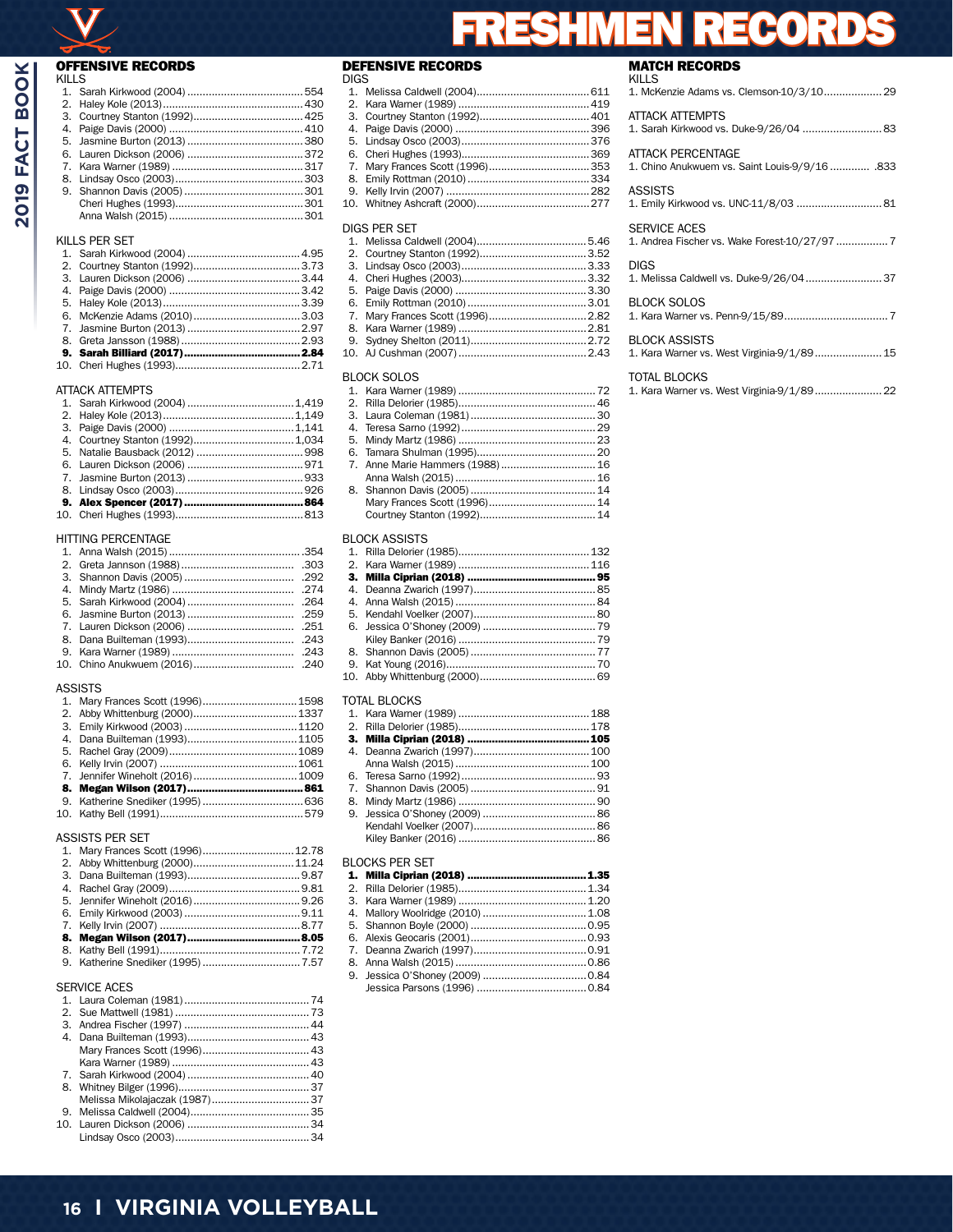# FRESHMEN RECORDS

## OFFENSIVE RECORDS

### KILLS

| Rank | Name | Kills |
|---|---|---|
| 1. | Sarah Kirkwood (2004) | 554 |
| 2. | Haley Kole (2013) | 430 |
| 3. | Courtney Stanton (1992) | 425 |
| 4. | Paige Davis (2000) | 410 |
| 5. | Jasmine Burton (2013) | 380 |
| 6. | Lauren Dickson (2006) | 372 |
| 7. | Kara Warner (1989) | 317 |
| 8. | Lindsay Osco (2003) | 303 |
| 9. | Shannon Davis (2005) | 301 |
| | Cheri Hughes (1993) | 301 |
| | Anna Walsh (2015) | 301 |

### KILLS PER SET

| Rank | Name | Kills/Set |
|---|---|---|
| 1. | Sarah Kirkwood (2004) | 4.95 |
| 2. | Courtney Stanton (1992) | 3.73 |
| 3. | Lauren Dickson (2006) | 3.44 |
| 4. | Paige Davis (2000) | 3.42 |
| 5. | Haley Kole (2013) | 3.39 |
| 6. | McKenzie Adams (2010) | 3.03 |
| 7. | Jasmine Burton (2013) | 2.97 |
| 8. | Greta Jansson (1988) | 2.93 |
| **9.** | **Sarah Billiard (2017)** | **2.84** |
| 10. | Cheri Hughes (1993) | 2.71 |

### ATTACK ATTEMPTS

| Rank | Name | Attempts |
|---|---|---|
| 1. | Sarah Kirkwood (2004) | 1,419 |
| 2. | Haley Kole (2013) | 1,149 |
| 3. | Paige Davis (2000) | 1,141 |
| 4. | Courtney Stanton (1992) | 1,034 |
| 5. | Natalie Bausback (2012) | 998 |
| 6. | Lauren Dickson (2006) | 971 |
| 7. | Jasmine Burton (2013) | 933 |
| 8. | Lindsay Osco (2003) | 926 |
| **9.** | **Alex Spencer (2017)** | **864** |
| 10. | Cheri Hughes (1993) | 813 |

### HITTING PERCENTAGE

| Rank | Name | Pct. |
|---|---|---|
| 1. | Anna Walsh (2015) | .354 |
| 2. | Greta Jannson (1988) | .303 |
| 3. | Shannon Davis (2005) | .292 |
| 4. | Mindy Martz (1986) | .274 |
| 5. | Sarah Kirkwood (2004) | .264 |
| 6. | Jasmine Burton (2013) | .259 |
| 7. | Lauren Dickson (2006) | .251 |
| 8. | Dana Builteman (1993) | .243 |
| 9. | Kara Warner (1989) | .243 |
| 10. | Chino Anukwuem (2016) | .240 |

### ASSISTS

| Rank | Name | Assists |
|---|---|---|
| 1. | Mary Frances Scott (1996) | 1598 |
| 2. | Abby Whittenburg (2000) | 1337 |
| 3. | Emily Kirkwood (2003) | 1120 |
| 4. | Dana Builteman (1993) | 1105 |
| 5. | Rachel Gray (2009) | 1089 |
| 6. | Kelly Irvin (2007) | 1061 |
| 7. | Jennifer Wineholt (2016) | 1009 |
| **8.** | **Megan Wilson (2017)** | **861** |
| 9. | Katherine Snediker (1995) | 636 |
| 10. | Kathy Bell (1991) | 579 |

### ASSISTS PER SET

| Rank | Name | Assists/Set |
|---|---|---|
| 1. | Mary Frances Scott (1996) | 12.78 |
| 2. | Abby Whittenburg (2000) | 11.24 |
| 3. | Dana Builteman (1993) | 9.87 |
| 4. | Rachel Gray (2009) | 9.81 |
| 5. | Jennifer Wineholt (2016) | 9.26 |
| 6. | Emily Kirkwood (2003) | 9.11 |
| 7. | Kelly Irvin (2007) | 8.77 |
| **7.** | **Megan Wilson (2017)** | **8.05** |
| 8. | Kathy Bell (1991) | 7.72 |
| 9. | Katherine Snediker (1995) | 7.57 |

### SERVICE ACES

| Rank | Name | Aces |
|---|---|---|
| 1. | Laura Coleman (1981) | 74 |
| 2. | Sue Mattwell (1981) | 73 |
| 3. | Andrea Fischer (1997) | 44 |
| 4. | Dana Builteman (1993) | 43 |
| | Mary Frances Scott (1996) | 43 |
| | Kara Warner (1989) | 43 |
| 7. | Sarah Kirkwood (2004) | 40 |
| 8. | Whitney Bilger (1996) | 37 |
| | Melissa Mikolajaczak (1987) | 37 |
| 9. | Melissa Caldwell (2004) | 35 |
| 10. | Lauren Dickson (2006) | 34 |
| | Lindsay Osco (2003) | 34 |

## DEFENSIVE RECORDS

### DIGS

| Rank | Name | Digs |
|---|---|---|
| 1. | Melissa Caldwell (2004) | 611 |
| 2. | Kara Warner (1989) | 419 |
| 3. | Courtney Stanton (1992) | 401 |
| 4. | Paige Davis (2000) | 396 |
| 5. | Lindsay Osco (2003) | 376 |
| 6. | Cheri Hughes (1993) | 369 |
| 7. | Mary Frances Scott (1996) | 353 |
| 8. | Emily Rottman (2010) | 334 |
| 9. | Kelly Irvin (2007) | 282 |
| 10. | Whitney Ashcraft (2000) | 277 |

### DIGS PER SET

| Rank | Name | Digs/Set |
|---|---|---|
| 1. | Melissa Caldwell (2004) | 5.46 |
| 2. | Courtney Stanton (1992) | 3.52 |
| 3. | Lindsay Osco (2003) | 3.33 |
| 4. | Cheri Hughes (2003) | 3.32 |
| 5. | Paige Davis (2000) | 3.30 |
| 6. | Emily Rottman (2010) | 3.01 |
| 7. | Mary Frances Scott (1996) | 2.82 |
| 8. | Kara Warner (1989) | 2.81 |
| 9. | Sydney Shelton (2011) | 2.72 |
| 10. | AJ Cushman (2007) | 2.43 |

### BLOCK SOLOS

| Rank | Name | Solos |
|---|---|---|
| 1. | Kara Warner (1989) | 72 |
| 2. | Rilla Delorier (1985) | 46 |
| 3. | Laura Coleman (1981) | 30 |
| 4. | Teresa Sarno (1992) | 29 |
| 5. | Mindy Martz (1986) | 23 |
| 6. | Tamara Shulman (1995) | 20 |
| 7. | Anne Marie Hammers (1988) | 16 |
| | Anna Walsh (2015) | 16 |
| 8. | Shannon Davis (2005) | 14 |
| | Mary Frances Scott (1996) | 14 |
| | Courtney Stanton (1992) | 14 |

### BLOCK ASSISTS

| Rank | Name | Assists |
|---|---|---|
| 1. | Rilla Delorier (1985) | 132 |
| 2. | Kara Warner (1989) | 116 |
| **3.** | **Milla Ciprian (2018)** | **95** |
| 4. | Deanna Zwarich (1997) | 85 |
| 4. | Anna Walsh (2015) | 84 |
| 5. | Kendahl Voelker (2007) | 80 |
| 6. | Jessica O'Shoney (2009) | 79 |
| | Kiley Banker (2016) | 79 |
| 8. | Shannon Davis (2005) | 77 |
| 9. | Kat Young (2016) | 70 |
| 10. | Abby Whittenburg (2000) | 69 |

### TOTAL BLOCKS

| Rank | Name | Blocks |
|---|---|---|
| 1. | Kara Warner (1989) | 188 |
| 2. | Rilla Delorier (1985) | 178 |
| **3.** | **Milla Ciprian (2018)** | **105** |
| 4. | Deanna Zwarich (1997) | 100 |
| | Anna Walsh (2015) | 100 |
| 6. | Teresa Sarno (1992) | 93 |
| 7. | Shannon Davis (2005) | 91 |
| 8. | Mindy Martz (1986) | 90 |
| 9. | Jessica O'Shoney (2009) | 86 |
| | Kendahl Voelker (2007) | 86 |
| | Kiley Banker (2016) | 86 |

### BLOCKS PER SET

| Rank | Name | Blocks/Set |
|---|---|---|
| **1.** | **Milla Ciprian (2018)** | **1.35** |
| 2. | Rilla Delorier (1985) | 1.34 |
| 3. | Kara Warner (1989) | 1.20 |
| 4. | Mallory Woolridge (2010) | 1.08 |
| 5. | Shannon Boyle (2000) | 0.95 |
| 6. | Alexis Geocaris (2001) | 0.93 |
| 7. | Deanna Zwarich (1997) | 0.91 |
| 8. | Anna Walsh (2015) | 0.86 |
| 9. | Jessica O'Shoney (2009) | 0.84 |
| | Jessica Parsons (1996) | 0.84 |

## MATCH RECORDS

### KILLS
1. McKenzie Adams vs. Clemson-10/3/10 ... 29

### ATTACK ATTEMPTS
1. Sarah Kirkwood vs. Duke-9/26/04 ... 83

### ATTACK PERCENTAGE
1. Chino Anukwuem vs. Saint Louis-9/9/16 ... .833

### ASSISTS
1. Emily Kirkwood vs. UNC-11/8/03 ... 81

### SERVICE ACES
1. Andrea Fischer vs. Wake Forest-10/27/97 ... 7

### DIGS
1. Melissa Caldwell vs. Duke-9/26/04 ... 37

### BLOCK SOLOS
1. Kara Warner vs. Penn-9/15/89 ... 7

### BLOCK ASSISTS
1. Kara Warner vs. West Virginia-9/1/89 ... 15

### TOTAL BLOCKS
1. Kara Warner vs. West Virginia-9/1/89 ... 22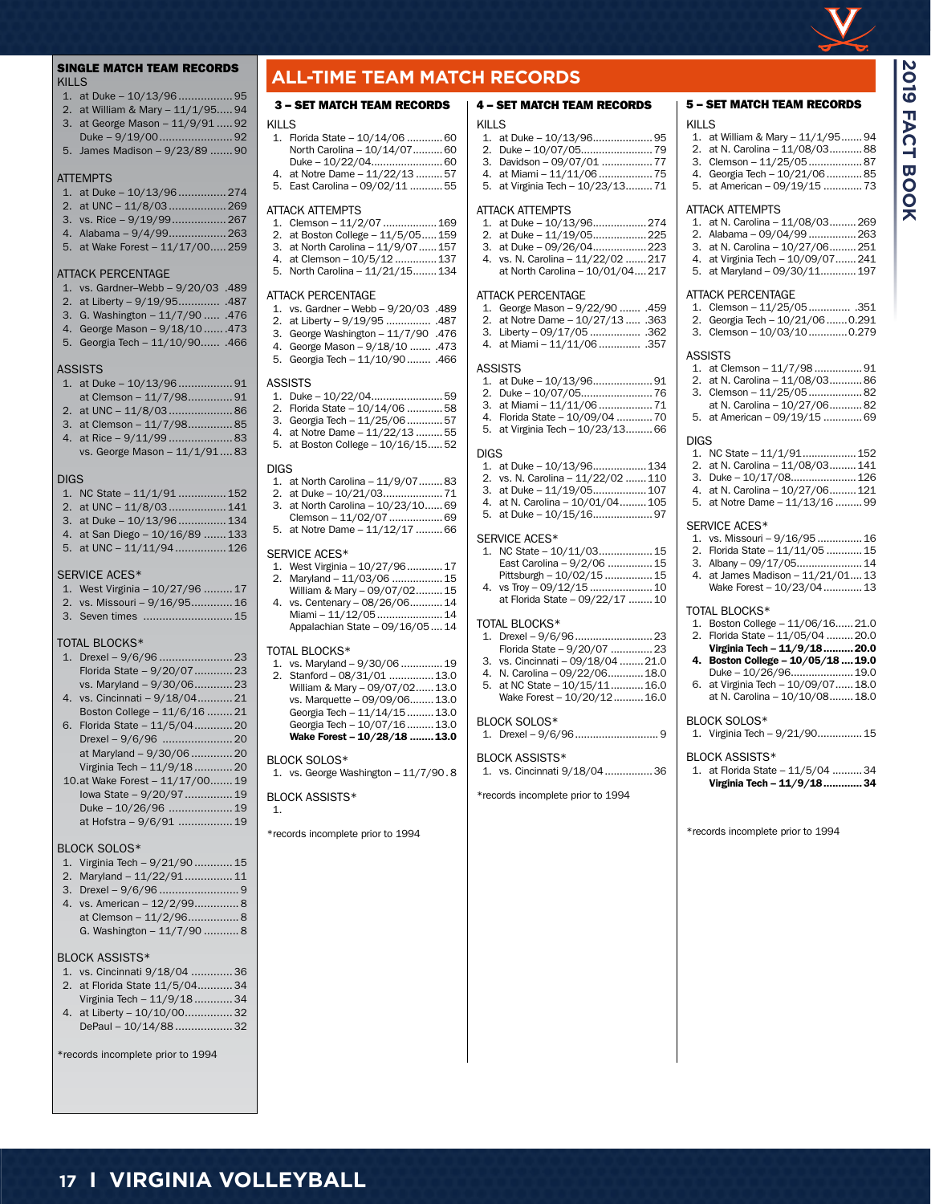## SINGLE MATCH TEAM RECORDS

### KILLS
1. at Duke – 10/13/96 .................95
2. at William & Mary – 11/1/95.....94
3. at George Mason – 11/9/91 .....92
   Duke – 9/19/00.......................92
5. James Madison – 9/23/89 .......90

### ATTEMPTS
1. at Duke – 10/13/96...............274
2. at UNC – 11/8/03..................269
3. vs. Rice – 9/19/99.................267
4. Alabama – 9/4/99..................263
5. at Wake Forest – 11/17/00.....259

### ATTACK PERCENTAGE
1. vs. Gardner–Webb – 9/20/03 .489
2. at Liberty – 9/19/95............. .487
3. G. Washington – 11/7/90 ..... .476
4. George Mason – 9/18/10 ....... .473
5. Georgia Tech – 11/10/90...... .466

### ASSISTS
1. at Duke – 10/13/96.................91
   at Clemson – 11/7/98..............91
2. at UNC – 11/8/03....................86
3. at Clemson – 11/7/98..............85
4. at Rice – 9/11/99....................83
   vs. George Mason – 11/1/91....83

### DIGS
1. NC State – 11/1/91 ...............152
2. at UNC – 11/8/03..................141
3. at Duke – 10/13/96...............134
4. at San Diego – 10/16/89 .......133
5. at UNC – 11/11/94................126

### SERVICE ACES*
1. West Virginia – 10/27/96 .........17
2. vs. Missouri – 9/16/95.............16
3. Seven times ............................15

### TOTAL BLOCKS*
1. Drexel – 9/6/96.......................23
   Florida State – 9/20/07............23
   vs. Maryland – 9/30/06............23
4. vs. Cincinnati – 9/18/04...........21
   Boston College – 11/6/16 ........21
6. Florida State – 11/5/04............20
   Drexel – 9/6/96 ......................20
   at Maryland – 9/30/06 .............20
   Virginia Tech – 11/9/18............20
10. at Wake Forest – 11/17/00.......19
   Iowa State – 9/20/97...............19
   Duke – 10/26/96 ....................19
   at Hofstra – 9/6/91 .................19

### BLOCK SOLOS*
1. Virginia Tech – 9/21/90............15
2. Maryland – 11/22/91...............11
3. Drexel – 9/6/96.........................9
4. vs. American – 12/2/99..............8
   at Clemson – 11/2/96................8
   G. Washington – 11/7/90 ...........8

### BLOCK ASSISTS*
1. vs. Cincinnati 9/18/04 .............36
2. at Florida State 11/5/04...........34
   Virginia Tech – 11/9/18............34
4. at Liberty – 10/10/00...............32
   DePaul – 10/14/88..................32

*records incomplete prior to 1994

## ALL-TIME TEAM MATCH RECORDS

### 3 – SET MATCH TEAM RECORDS

#### KILLS
1. Florida State – 10/14/06 ...........60
   North Carolina – 10/14/07..........60
   Duke – 10/22/04.......................60
4. at Notre Dame – 11/22/13 .........57
5. East Carolina – 09/02/11 ...........55

#### ATTACK ATTEMPTS
1. Clemson – 11/2/07 .................169
2. at Boston College – 11/5/05.....159
3. at North Carolina – 11/9/07......157
4. at Clemson – 10/5/12 .............137
5. North Carolina – 11/21/15........134

#### ATTACK PERCENTAGE
1. vs. Gardner – Webb – 9/20/03 .489
2. at Liberty – 9/19/95 ............... .487
3. George Washington – 11/7/90 .476
4. George Mason – 9/18/10 ....... .473
5. Georgia Tech – 11/10/90........ .466

#### ASSISTS
1. Duke – 10/22/04.......................59
2. Florida State – 10/14/06 ...........58
3. Georgia Tech – 11/25/06...........57
4. at Notre Dame – 11/22/13 .........55
5. at Boston College – 10/16/15.....52

#### DIGS
1. at North Carolina – 11/9/07........83
2. at Duke – 10/21/03...................71
3. at North Carolina – 10/23/10......69
   Clemson – 11/02/07 .................69
5. at Notre Dame – 11/12/17 .........66

#### SERVICE ACES*
1. West Virginia – 10/27/96............17
2. Maryland – 11/03/06 .................15
   William & Mary – 09/07/02.........15
4. vs. Centenary – 08/26/06...........14
   Miami – 11/12/05......................14
   Appalachian State – 09/16/05....14

#### TOTAL BLOCKS*
1. vs. Maryland – 9/30/06 ..............19
2. Stanford – 08/31/01 ...............13.0
   William & Mary – 09/07/02......13.0
   vs. Marquette – 09/09/06........13.0
   Georgia Tech – 11/14/15.........13.0
   Georgia Tech – 10/07/16.........13.0
   **Wake Forest – 10/28/18 .......13.0**

#### BLOCK SOLOS*
1. vs. George Washington – 11/7/90 . 8

#### BLOCK ASSISTS*
1.

*records incomplete prior to 1994

### 4 – SET MATCH TEAM RECORDS

#### KILLS
1. at Duke – 10/13/96....................95
2. Duke – 10/07/05........................79
3. Davidson – 09/07/01 .................77
4. at Miami – 11/11/06..................75
5. at Virginia Tech – 10/23/13.........71

#### ATTACK ATTEMPTS
1. at Duke – 10/13/96..................274
2. at Duke – 11/19/05..................225
3. at Duke – 09/26/04..................223
4. vs. N. Carolina – 11/22/02 .......217
   at North Carolina – 10/01/04....217

#### ATTACK PERCENTAGE
1. George Mason – 9/22/90 ....... .459
2. at Notre Dame – 10/27/13 ..... .363
3. Liberty – 09/17/05 ................. .362
4. at Miami – 11/11/06 .............. .357

#### ASSISTS
1. at Duke – 10/13/96....................91
2. Duke – 10/07/05........................76
3. at Miami – 11/11/06 ..................71
4. Florida State – 10/09/04 ............70
5. at Virginia Tech – 10/23/13.........66

#### DIGS
1. at Duke – 10/13/96..................134
2. vs. N. Carolina – 11/22/02 .......110
3. at Duke – 11/19/05..................107
4. at N. Carolina – 10/01/04.........105
5. at Duke – 10/15/16....................97

#### SERVICE ACES*
1. NC State – 10/11/03..................15
   East Carolina – 9/2/06 ...............15
   Pittsburgh – 10/02/15 ................15
4. vs Troy – 09/12/15 .....................10
   at Florida State – 09/22/17 ........10

#### TOTAL BLOCKS*
1. Drexel – 9/6/96..........................23
   Florida State – 9/20/07 ..............23
3. vs. Cincinnati – 09/18/04 ........21.0
4. N. Carolina – 09/22/06............18.0
5. at NC State – 10/15/11...........16.0
   Wake Forest – 10/20/12..........16.0

#### BLOCK SOLOS*
1. Drexel – 9/6/96............................9

#### BLOCK ASSISTS*
1. vs. Cincinnati 9/18/04................36

*records incomplete prior to 1994

### 5 – SET MATCH TEAM RECORDS

#### KILLS
1. at William & Mary – 11/1/95.......94
2. at N. Carolina – 11/08/03...........88
3. Clemson – 11/25/05...................87
4. Georgia Tech – 10/21/06 ............85
5. at American – 09/19/15 .............73

#### ATTACK ATTEMPTS
1. at N. Carolina – 11/08/03.........269
2. Alabama – 09/04/99 ................263
3. at N. Carolina – 10/27/06.........251
4. at Virginia Tech – 10/09/07.......241
5. at Maryland – 09/30/11............197

#### ATTACK PERCENTAGE
1. Clemson – 11/25/05 .............. .351
2. Georgia Tech – 10/21/06.......0.291
3. Clemson – 10/03/10.............0.279

#### ASSISTS
1. at Clemson – 11/7/98 ................91
2. at N. Carolina – 11/08/03...........86
3. Clemson – 11/25/05...................82
   at N. Carolina – 10/27/06...........82
5. at American – 09/19/15 .............69

#### DIGS
1. NC State – 11/1/91..................152
2. at N. Carolina – 11/08/03.........141
3. Duke – 10/17/08......................126
4. at N. Carolina – 10/27/06.........121
5. at Notre Dame – 11/13/16 .........99

#### SERVICE ACES*
1. vs. Missouri – 9/16/95 ...............16
2. Florida State – 11/11/05 ............15
3. Albany – 09/17/05......................14
4. at James Madison – 11/21/01....13
   Wake Forest – 10/23/04.............13

#### TOTAL BLOCKS*
1. Boston College – 11/06/16......21.0
2. Florida State – 11/05/04 .........20.0
   **Virginia Tech – 11/9/18..........20.0**
4. **Boston College – 10/05/18 ....19.0**
   Duke – 10/26/96.....................19.0
6. at Virginia Tech – 10/09/07......18.0
   at N. Carolina – 10/10/08........18.0

#### BLOCK SOLOS*
1. Virginia Tech – 9/21/90..............15

#### BLOCK ASSISTS*
1. at Florida State – 11/5/04 ..........34
   **Virginia Tech – 11/9/18.............34**

*records incomplete prior to 1994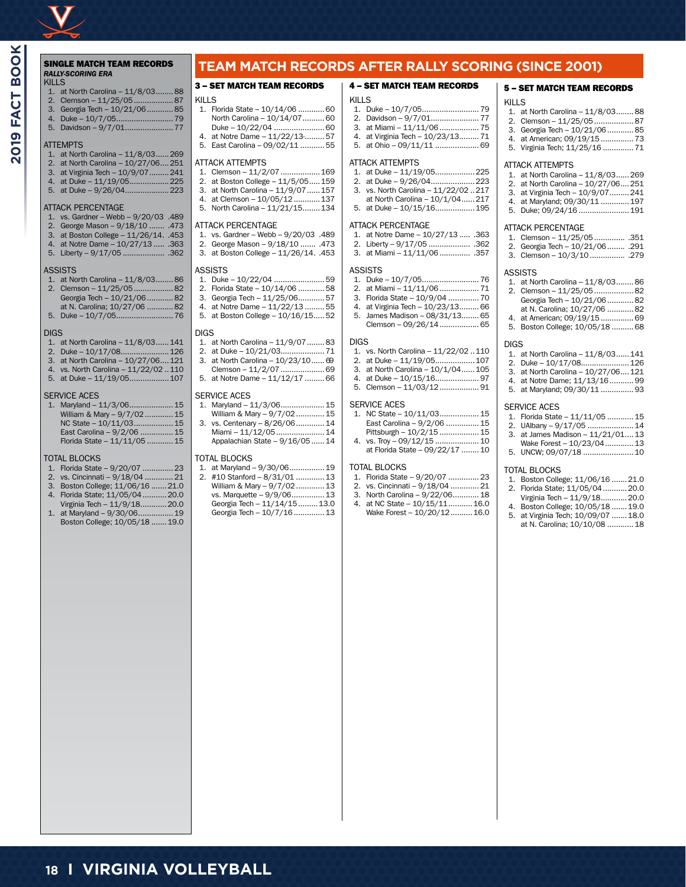## SINGLE MATCH TEAM RECORDS

*RALLY-SCORING ERA*

KILLS
1. at North Carolina – 11/8/03........88
2. Clemson – 11/25/05..................87
3. Georgia Tech – 10/21/06............85
4. Duke – 10/7/05..........................79
5. Davidson – 9/7/01......................77

ATTEMPTS
1. at North Carolina – 11/8/03......269
2. at North Carolina – 10/27/06....251
3. at Virginia Tech – 10/9/07.........241
4. at Duke – 11/19/05..................225
5. at Duke – 9/26/04....................223

ATTACK PERCENTAGE
1. vs. Gardner – Webb – 9/20/03 .489
2. George Mason – 9/18/10 ....... .473
3. at Boston College – 11/26/14. .453
4. at Notre Dame – 10/27/13 ..... .363
5. Liberty – 9/17/05 ................... .362

ASSISTS
1. at North Carolina – 11/8/03........86
2. Clemson – 11/25/05..................82
   Georgia Tech – 10/21/06............82
   at N. Carolina; 10/27/06 ............82
5. Duke – 10/7/05..........................76

DIGS
1. at North Carolina – 11/8/03......141
2. Duke – 10/17/08......................126
3. at North Carolina – 10/27/06....121
4. vs. North Carolina – 11/22/02 ..110
5. at Duke – 11/19/05..................107

SERVICE ACES
1. Maryland – 11/3/06....................15
   William & Mary – 9/7/02............15
   NC State – 10/11/03..................15
   East Carolina – 9/2/06 ..............15
   Florida State – 11/11/05 ............15

TOTAL BLOCKS
1. Florida State – 9/20/07 .............23
2. vs. Cincinnati – 9/18/04 .............21
3. Boston College; 11/06/16 .......21.0
4. Florida State; 11/05/04...........20.0
   Virginia Tech – 11/9/18............20.0
1. at Maryland – 9/30/06................19
   Boston College; 10/05/18 .......19.0

## TEAM MATCH RECORDS AFTER RALLY SCORING (SINCE 2001)

### 3 – SET MATCH TEAM RECORDS

KILLS
1. Florida State – 10/14/06 ............60
   North Carolina – 10/14/07..........60
   Duke – 10/22/04 .......................60
4. at Notre Dame – 11/22/13.........57
5. East Carolina – 09/02/11 ...........55

ATTACK ATTEMPTS
1. Clemson – 11/2/07 ..................169
2. at Boston College – 11/5/05.....159
3. at North Carolina – 11/9/07 ......157
4. at Clemson – 10/05/12 ............137
5. North Carolina – 11/21/15........134

ATTACK PERCENTAGE
1. vs. Gardner – Webb – 9/20/03 .489
2. George Mason – 9/18/10 ....... .473
3. at Boston College – 11/26/14. .453

ASSISTS
1. Duke – 10/22/04 .......................59
2. Florida State – 10/14/06 ............58
3. Georgia Tech – 11/25/06............57
4. at Notre Dame – 11/22/13 .........55
5. at Boston College – 10/16/15.....52

DIGS
1. at North Carolina – 11/9/07 ........83
2. at Duke – 10/21/03....................71
3. at North Carolina – 10/23/10......69
   Clemson – 11/2/07 ....................69
5. at Notre Dame – 11/12/17 .........66

SERVICE ACES
1. Maryland – 11/3/06....................15
   William & Mary – 9/7/02............15
3. vs. Centenary – 8/26/06.............14
   Miami – 11/12/05......................14
   Appalachian State – 9/16/05......14

TOTAL BLOCKS
1. at Maryland – 9/30/06................19
2. #10 Stanford – 8/31/01 .............13
   William & Mary – 9/7/02............13
   vs. Marquette – 9/9/06...............13
   Georgia Tech – 11/14/15.........13.0
   Georgia Tech – 10/7/16..............13

### 4 – SET MATCH TEAM RECORDS

KILLS
1. Duke – 10/7/05..........................79
2. Davidson – 9/7/01......................77
3. at Miami – 11/11/06..................75
4. at Virginia Tech – 10/23/13.........71
5. at Ohio – 09/11/11 ....................69

ATTACK ATTEMPTS
1. at Duke – 11/19/05..................225
2. at Duke – 9/26/04....................223
3. vs. North Carolina – 11/22/02 ..217
   at North Carolina – 10/1/04......217
5. at Duke – 10/15/16..................195

ATTACK PERCENTAGE
1. at Notre Dame – 10/27/13 ..... .363
2. Liberty – 9/17/05 ................... .362
3. at Miami – 11/11/06 ............. .357

ASSISTS
1. Duke – 10/7/05..........................76
2. at Miami – 11/11/06..................71
3. Florida State – 10/9/04 .............70
4. at Virginia Tech – 10/23/13.........66
5. James Madison – 08/31/13........65
   Clemson – 09/26/14..................65

DIGS
1. vs. North Carolina – 11/22/02 ..110
2. at Duke – 11/19/05..................107
3. at North Carolina – 10/1/04......105
4. at Duke – 10/15/16....................97
5. Clemson – 11/03/12..................91

SERVICE ACES
1. NC State – 10/11/03..................15
   East Carolina – 9/2/06 ..............15
   Pittsburgh – 10/2/15 ..................15
4. vs. Troy – 09/12/15 ....................10
   at Florida State – 09/22/17 ........10

TOTAL BLOCKS
1. Florida State – 9/20/07 ..............23
2. vs. Cincinnati – 9/18/04 .............21
3. North Carolina – 9/22/06............18
4. at NC State – 10/15/11...........16.0
   Wake Forest – 10/20/12..........16.0

### 5 – SET MATCH TEAM RECORDS

KILLS
1. at North Carolina – 11/8/03........88
2. Clemson – 11/25/05..................87
3. Georgia Tech – 10/21/06............85
4. at American; 09/19/15...............73
5. Virginia Tech; 11/25/16 ..............71

ATTACK ATTEMPTS
1. at North Carolina – 11/8/03......269
2. at North Carolina – 10/27/06....251
3. at Virginia Tech – 10/9/07.........241
4. at Maryland; 09/30/11 .............197
5. Duke; 09/24/16 .......................191

ATTACK PERCENTAGE
1. Clemson – 11/25/05.............. .351
2. Georgia Tech – 10/21/06........ .291
3. Clemson – 10/3/10................ .279

ASSISTS
1. at North Carolina – 11/8/03........86
2. Clemson – 11/25/05..................82
   Georgia Tech – 10/21/06............82
   at N. Carolina; 10/27/06 ............82
4. at American; 09/19/15...............69
5. Boston College; 10/05/18 ..........68

DIGS
1. at North Carolina – 11/8/03......141
2. Duke – 10/17/08......................126
3. at North Carolina – 10/27/06....121
4. at Notre Dame; 11/13/16...........99
5. at Maryland; 09/30/11 ...............93

SERVICE ACES
1. Florida State – 11/11/05 ............15
2. UAlbany – 9/17/05 .....................14
3. at James Madison – 11/21/01....13
   Wake Forest – 10/23/04.............13
5. UNCW; 09/07/18 .......................10

TOTAL BLOCKS
1. Boston College; 11/06/16 .......21.0
2. Florida State; 11/05/04...........20.0
   Virginia Tech – 11/9/18............20.0
4. Boston College; 10/05/18 .......19.0
5. at Virginia Tech; 10/09/07 .......18.0
   at N. Carolina; 10/10/08 ............18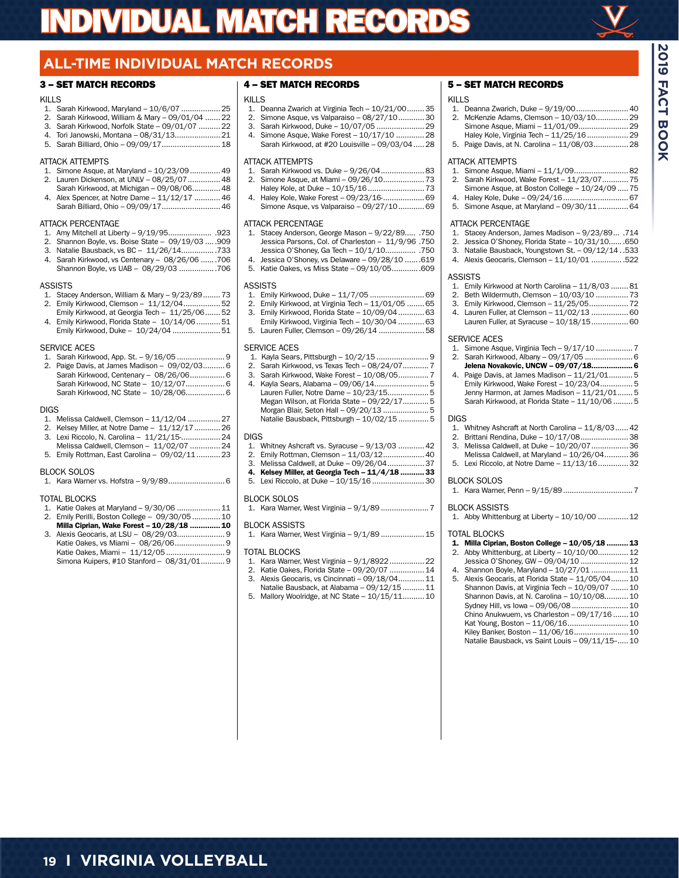# INDIVIDUAL MATCH RECORDS

## ALL-TIME INDIVIDUAL MATCH RECORDS

### 3 – SET MATCH RECORDS

KILLS
1. Sarah Kirkwood, Maryland – 10/6/07 .................. 25
2. Sarah Kirkwood, William & Mary – 09/01/04 ....... 22
3. Sarah Kirkwood, Norfolk State – 09/01/07 .......... 22
4. Tori Janowski, Montana – 08/31/13..................... 21
5. Sarah Billiard, Ohio – 09/09/17........................... 18

ATTACK ATTEMPTS
1. Simone Asque, at Maryland – 10/23/09 .............. 49
2. Lauren Dickenson, at UNLV – 08/25/07 .............. 48
   Sarah Kirkwood, at Michigan – 09/08/06............. 48
4. Alex Spencer, at Notre Dame – 11/12/17 ............ 46
   Sarah Billiard, Ohio – 09/09/17........................... 46

ATTACK PERCENTAGE
1. Amy Mitchell at Liberty – 9/19/95.................... .923
2. Shannon Boyle, vs. Boise State – 09/19/03 ..... .909
3. Natalie Bausback, vs BC – 11/26/14................ .733
4. Sarah Kirkwood, vs Centenary – 08/26/06 ....... .706
   Shannon Boyle, vs UAB – 08/29/03 ................ .706

ASSISTS
1. Stacey Anderson, William & Mary – 9/23/89........ 73
2. Emily Kirkwood, Clemson – 11/12/04................. 52
   Emily Kirkwood, at Georgia Tech – 11/25/06....... 52
4. Emily Kirkwood, Florida State – 10/14/06........... 51
   Emily Kirkwood, Duke – 10/24/04 ...................... 51

SERVICE ACES
1. Sarah Kirkwood, App. St. – 9/16/05 ..................... 9
2. Paige Davis, at James Madison – 09/02/03.......... 6
   Sarah Kirkwood, Centenary – 08/26/06................ 6
   Sarah Kirkwood, NC State – 10/12/07.................. 6
   Sarah Kirkwood, NC State – 10/28/06.................. 6

DIGS
1. Melissa Caldwell, Clemson – 11/12/04 ............... 27
2. Kelsey Miller, at Notre Dame – 11/12/17 ............ 26
3. Lexi Riccolo, N. Carolina – 11/21/15-.................. 24
   Melissa Caldwell, Clemson – 11/02/07 .............. 24
5. Emily Rottman, East Carolina – 09/02/11........... 23

BLOCK SOLOS
1. Kara Warner vs. Hofstra – 9/9/89.......................... 6

TOTAL BLOCKS
1. Katie Oakes at Maryland – 9/30/06 .................... 11
2. Emily Perilli, Boston College – 09/30/05 ............ 10
   **Milla Ciprian, Wake Forest – 10/28/18 .............. 10**
3. Alexis Geocaris, at LSU – 08/29/03...................... 9
   Katie Oakes, vs Miami – 08/26/06....................... 9
   Katie Oakes, Miami – 11/12/05 ........................... 9
   Simona Kuipers, #10 Stanford – 08/31/01........... 9

### 4 – SET MATCH RECORDS

KILLS
1. Deanna Zwarich at Virginia Tech – 10/21/00........ 35
2. Simone Asque, vs Valparaiso – 08/27/10............ 30
3. Sarah Kirkwood, Duke – 10/07/05 ...................... 29
4. Simone Asque, Wake Forest – 10/17/10 ............. 28
   Sarah Kirkwood, at #20 Louisville – 09/03/04 ..... 28

ATTACK ATTEMPTS
1. Sarah Kirkwood vs. Duke – 9/26/04.................... 83
2. Simone Asque, at Miami – 09/26/10................... 73
   Haley Kole, at Duke – 10/15/16 .......................... 73
4. Haley Kole, Wake Forest – 09/23/16-.................. 69
   Simone Asque, vs Valparaiso – 09/27/10............ 69

ATTACK PERCENTAGE
1. Stacey Anderson, George Mason – 9/22/89..... .750
   Jessica Parsons, Col. of Charleston – 11/9/96 .750
   Jessica O'Shoney, Ga Tech – 10/1/10.............. .750
4. Jessica O'Shoney, vs Delaware – 09/28/10 ....... .619
5. Katie Oakes, vs Miss State – 09/10/05............ .609

ASSISTS
1. Emily Kirkwood, Duke – 11/7/05 ......................... 69
2. Emily Kirkwood, at Virginia Tech – 11/01/05 ........ 65
3. Emily Kirkwood, Florida State – 10/09/04 ........... 63
   Emily Kirkwood, Virginia Tech – 10/30/04 ........... 63
5. Lauren Fuller, Clemson – 09/26/14 ..................... 58

SERVICE ACES
1. Kayla Sears, Pittsburgh – 10/2/15 ........................ 9
2. Sarah Kirkwood, vs Texas Tech – 08/24/07............ 7
3. Sarah Kirkwood, Wake Forest – 10/08/05.............. 7
4. Kayla Sears, Alabama – 09/06/14......................... 5
   Lauren Fuller, Notre Dame – 10/23/15.................. 5
   Megan Wilson, at Florida State – 09/22/17............ 5
   Morgan Blair, Seton Hall – 09/20/13 .................... 5
   Natalie Bausback, Pittsburgh – 10/02/15 ............. 5

DIGS
1. Whitney Ashcraft vs. Syracuse – 9/13/03 ............ 42
2. Emily Rottman, Clemson – 11/03/12................... 40
3. Melissa Caldwell, at Duke – 09/26/04................. 37
4. **Kelsey Miller, at Georgia Tech – 11/4/18 ........... 33**
5. Lexi Riccolo, at Duke – 10/15/16 ........................ 30

BLOCK SOLOS
1. Kara Warner, West Virginia – 9/1/89 ...................... 7

BLOCK ASSISTS
1. Kara Warner, West Virginia – 9/1/89 .................... 15

TOTAL BLOCKS
1. Kara Warner, West Virginia – 9/1/8922 ................ 22
2. Katie Oakes, Florida State – 09/20/07 ................ 14
3. Alexis Geocaris, vs Cincinnati – 09/18/04............ 11
   Natalie Bausback, at Alabama – 09/12/15 .......... 11
5. Mallory Woolridge, at NC State – 10/15/11.......... 10

### 5 – SET MATCH RECORDS

KILLS
1. Deanna Zwarich, Duke – 9/19/00........................ 40
2. McKenzie Adams, Clemson – 10/03/10............... 29
   Simone Asque, Miami – 11/01/09....................... 29
   Haley Kole, Virginia Tech – 11/25/16 ................... 29
5. Paige Davis, at N. Carolina – 11/08/03................ 28

ATTACK ATTEMPTS
1. Simone Asque, Miami – 11/1/09......................... 82
2. Sarah Kirkwood, Wake Forest – 11/23/07............ 75
   Simone Asque, at Boston College – 10/24/09 ..... 75
4. Haley Kole, Duke – 09/24/16 .............................. 67
5. Simone Asque, at Maryland – 09/30/11 .............. 64

ATTACK PERCENTAGE
1. Stacey Anderson, James Madison – 9/23/89... .714
2. Jessica O'Shoney, Florida State – 10/31/10....... .650
3. Natalie Bausback, Youngstown St. – 09/12/14 . .533
4. Alexis Geocaris, Clemson – 11/10/01 .............. .522

ASSISTS
1. Emily Kirkwood at North Carolina – 11/8/03 ........ 81
2. Beth Wildermuth, Clemson – 10/03/10 ............... 73
3. Emily Kirkwood, Clemson – 11/25/05.................. 72
4. Lauren Fuller, at Clemson – 11/02/13 ................. 60
   Lauren Fuller, at Syracuse – 10/18/15................. 60

SERVICE ACES
1. Simone Asque, Virginia Tech – 9/17/10 ................. 7
2. Sarah Kirkwood, Albany – 09/17/05 ...................... 6
   **Jelena Novakovic, UNCW – 09/07/18.................. 6**
4. Paige Davis, at James Madison – 11/21/01........... 5
   Emily Kirkwood, Wake Forest – 10/23/04.............. 5
   Jenny Harmon, at James Madison – 11/21/01....... 5
   Sarah Kirkwood, at Florida State – 11/10/06 ......... 5

DIGS
1. Whitney Ashcraft at North Carolina – 11/8/03...... 42
2. Brittani Rendina, Duke – 10/17/08...................... 38
3. Melissa Caldwell, at Duke – 10/20/07................. 36
   Melissa Caldwell, at Maryland – 10/26/04........... 36
5. Lexi Riccolo, at Notre Dame – 11/13/16.............. 32

BLOCK SOLOS
1. Kara Warner, Penn – 9/15/89 ................................ 7

BLOCK ASSISTS
1. Abby Whittenburg at Liberty – 10/10/00 ............. 12

TOTAL BLOCKS
1. **Milla Ciprian, Boston College – 10/05/18 .......... 13**
2. Abby Whittenburg, at Liberty – 10/10/00.............. 12
   Jessica O'Shoney, GW – 09/04/10 ...................... 12
4. Shannon Boyle, Maryland – 10/27/01 ................. 11
5. Alexis Geocaris, at Florida State – 11/05/04........ 10
   Shannon Davis, at Virginia Tech – 10/09/07 ........ 10
   Shannon Davis, at N. Carolina – 10/10/08........... 10
   Sydney Hill, vs Iowa – 09/06/08 ......................... 10
   Chino Anukwuem, vs Charleston – 09/17/16 ....... 10
   Kat Young, Boston – 11/06/16............................ 10
   Kiley Banker, Boston – 11/06/16......................... 10
   Natalie Bausback, vs Saint Louis – 09/11/15-..... 10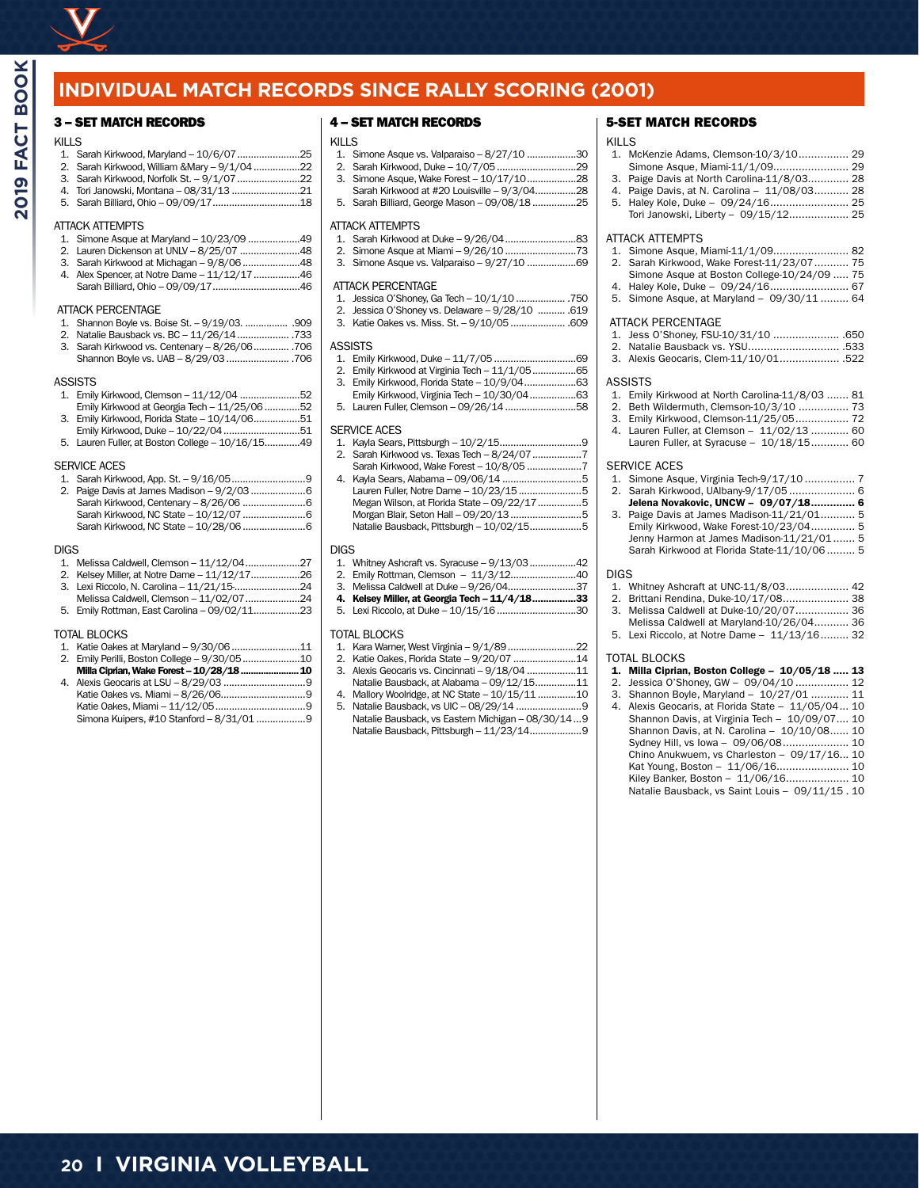# INDIVIDUAL MATCH RECORDS SINCE RALLY SCORING (2001)

## 3 – SET MATCH RECORDS

### KILLS
1. Sarah Kirkwood, Maryland – 10/6/07 ....................25
2. Sarah Kirkwood, William &Mary – 9/1/04 ................22
3. Sarah Kirkwood, Norfolk St. – 9/1/07 ....................22
4. Tori Janowski, Montana – 08/31/13 .......................21
5. Sarah Billiard, Ohio – 09/09/17 ...........................18

### ATTACK ATTEMPTS
1. Simone Asque at Maryland – 10/23/09 ..................49
2. Lauren Dickenson at UNLV – 8/25/07 ....................48
3. Sarah Kirkwood at Michagan – 9/8/06 ....................48
4. Alex Spencer, at Notre Dame – 11/12/17 ................46
   Sarah Billiard, Ohio – 09/09/17 ...........................46

### ATTACK PERCENTAGE
1. Shannon Boyle vs. Boise St. – 9/19/03. ............... .909
2. Natalie Bausback vs. BC – 11/26/14 ................... .733
3. Sarah Kirkwood vs. Centenary – 8/26/06 ............ .706
   Shannon Boyle vs. UAB – 8/29/03 ...................... .706

### ASSISTS
1. Emily Kirkwood, Clemson – 11/12/04 .....................52
   Emily Kirkwood at Georgia Tech – 11/25/06 ............52
3. Emily Kirkwood, Florida State – 10/14/06................51
   Emily Kirkwood, Duke – 10/22/04 ...........................51
5. Lauren Fuller, at Boston College – 10/16/15............49

### SERVICE ACES
1. Sarah Kirkwood, App. St. – 9/16/05 ..........................9
2. Paige Davis at James Madison – 9/2/03 ....................6
   Sarah Kirkwood, Centenary – 8/26/06 .......................6
   Sarah Kirkwood, NC State – 10/12/07 .......................6
   Sarah Kirkwood, NC State – 10/28/06 .......................6

### DIGS
1. Melissa Caldwell, Clemson – 11/12/04....................27
2. Kelsey Miller, at Notre Dame – 11/12/17.................26
3. Lexi Riccolo, N. Carolina – 11/21/15-.......................24
   Melissa Caldwell, Clemson – 11/02/07....................24
5. Emily Rottman, East Carolina – 09/02/11.................23

### TOTAL BLOCKS
1. Katie Oakes at Maryland – 9/30/06 .........................11
2. Emily Perilli, Boston College – 9/30/05 ....................10
   **Milla Ciprian, Wake Forest – 10/28/18 ......................10**
4. Alexis Geocaris at LSU – 8/29/03 .............................9
   Katie Oakes vs. Miami – 8/26/06...............................9
   Katie Oakes, Miami – 11/12/05 .................................9
   Simona Kuipers, #10 Stanford – 8/31/01 .................9

## 4 – SET MATCH RECORDS

### KILLS
1. Simone Asque vs. Valparaiso – 8/27/10 ..................30
2. Sarah Kirkwood, Duke – 10/7/05 ............................29
3. Simone Asque, Wake Forest – 10/17/10..................28
   Sarah Kirkwood at #20 Louisville – 9/3/04...............28
5. Sarah Billiard, George Mason – 09/08/18 ................25

### ATTACK ATTEMPTS
1. Sarah Kirkwood at Duke – 9/26/04..........................83
2. Simone Asque at Miami – 9/26/10 ..........................73
3. Simone Asque vs. Valparaiso – 9/27/10 ..................69

### ATTACK PERCENTAGE
1. Jessica O'Shoney, Ga Tech – 10/1/10 .................. .750
2. Jessica O'Shoney vs. Delaware – 9/28/10 .......... .619
3. Katie Oakes vs. Miss. St. – 9/10/05 .................... .609

### ASSISTS
1. Emily Kirkwood, Duke – 11/7/05 .............................69
2. Emily Kirkwood at Virginia Tech – 11/1/05................65
3. Emily Kirkwood, Florida State – 10/9/04...................63
   Emily Kirkwood, Virginia Tech – 10/30/04 .................63
5. Lauren Fuller, Clemson – 09/26/14 ..........................58

### SERVICE ACES
1. Kayla Sears, Pittsburgh – 10/2/15.............................9
2. Sarah Kirkwood vs. Texas Tech – 8/24/07 .................7
   Sarah Kirkwood, Wake Forest – 10/8/05 ....................7
4. Kayla Sears, Alabama – 09/06/14 .............................5
   Lauren Fuller, Notre Dame – 10/23/15 .......................5
   Megan Wilson, at Florida State – 09/22/17 ................5
   Morgan Blair, Seton Hall – 09/20/13 ..........................5
   Natalie Bausback, Pittsburgh – 10/02/15...................5

### DIGS
1. Whitney Ashcraft vs. Syracuse – 9/13/03 .................42
2. Emily Rottman, Clemson – 11/3/12.........................40
3. Melissa Caldwell at Duke – 9/26/04.........................37
4. **Kelsey Miller, at Georgia Tech – 11/4/18................33**
5. Lexi Riccolo, at Duke – 10/15/16 .............................30

### TOTAL BLOCKS
1. Kara Warner, West Virginia – 9/1/89 ........................22
2. Katie Oakes, Florida State – 9/20/07 .......................14
3. Alexis Geocaris vs. Cincinnati – 9/18/04 .................11
   Natalie Bausback, at Alabama – 09/12/15...............11
4. Mallory Woolridge, at NC State – 10/15/11 ..............10
5. Natalie Bausback, vs UIC – 08/29/14 ........................9
   Natalie Bausback, vs Eastern Michigan – 08/30/14 ...9
   Natalie Bausback, Pittsburgh – 11/23/14...................9

## 5-SET MATCH RECORDS

### KILLS
1. McKenzie Adams, Clemson-10/3/10................ 29
   Simone Asque, Miami-11/1/09......................... 29
3. Paige Davis at North Carolina-11/8/03............. 28
4. Paige Davis, at N. Carolina – 11/08/03........... 28
5. Haley Kole, Duke – 09/24/16.......................... 25
   Tori Janowski, Liberty – 09/15/12................... 25

### ATTACK ATTEMPTS
1. Simone Asque, Miami-11/1/09......................... 82
2. Sarah Kirkwood, Wake Forest-11/23/07........... 75
   Simone Asque at Boston College-10/24/09 ..... 75
4. Haley Kole, Duke – 09/24/16.......................... 67
5. Simone Asque, at Maryland – 09/30/11 ......... 64

### ATTACK PERCENTAGE
1. Jess O'Shoney, FSU-10/31/10 ..................... .650
2. Natalie Bausback vs. YSU............................. .533
3. Alexis Geocaris, Clem-11/10/01................... .522

### ASSISTS
1. Emily Kirkwood at North Carolina-11/8/03 ....... 81
2. Beth Wildermuth, Clemson-10/3/10 ................ 73
3. Emily Kirkwood, Clemson-11/25/05................. 72
4. Lauren Fuller, at Clemson – 11/02/13 ............ 60
   Lauren Fuller, at Syracuse – 10/18/15............ 60

### SERVICE ACES
1. Simone Asque, Virginia Tech-9/17/10 ................ 7
2. Sarah Kirkwood, UAlbany-9/17/05 ..................... 6
   **Jelena Novakovic, UNCW – 09/07/18.............. 6**
3. Paige Davis at James Madison-11/21/01........... 5
   Emily Kirkwood, Wake Forest-10/23/04.............. 5
   Jenny Harmon at James Madison-11/21/01 ....... 5
   Sarah Kirkwood at Florida State-11/10/06 ......... 5

### DIGS
1. Whitney Ashcraft at UNC-11/8/03.................... 42
2. Brittani Rendina, Duke-10/17/08..................... 38
3. Melissa Caldwell at Duke-10/20/07................. 36
   Melissa Caldwell at Maryland-10/26/04........... 36
5. Lexi Riccolo, at Notre Dame – 11/13/16......... 32

### TOTAL BLOCKS
1. **Milla Ciprian, Boston College – 10/05/18 ..... 13**
2. Jessica O'Shoney, GW – 09/04/10 ................. 12
3. Shannon Boyle, Maryland – 10/27/01 ............ 11
4. Alexis Geocaris, at Florida State – 11/05/04... 10
   Shannon Davis, at Virginia Tech – 10/09/07.... 10
   Shannon Davis, at N. Carolina – 10/10/08...... 10
   Sydney Hill, vs Iowa – 09/06/08..................... 10
   Chino Anukwuem, vs Charleston – 09/17/16... 10
   Kat Young, Boston – 11/06/16....................... 10
   Kiley Banker, Boston – 11/06/16.................... 10
   Natalie Bausback, vs Saint Louis – 09/11/15 . 10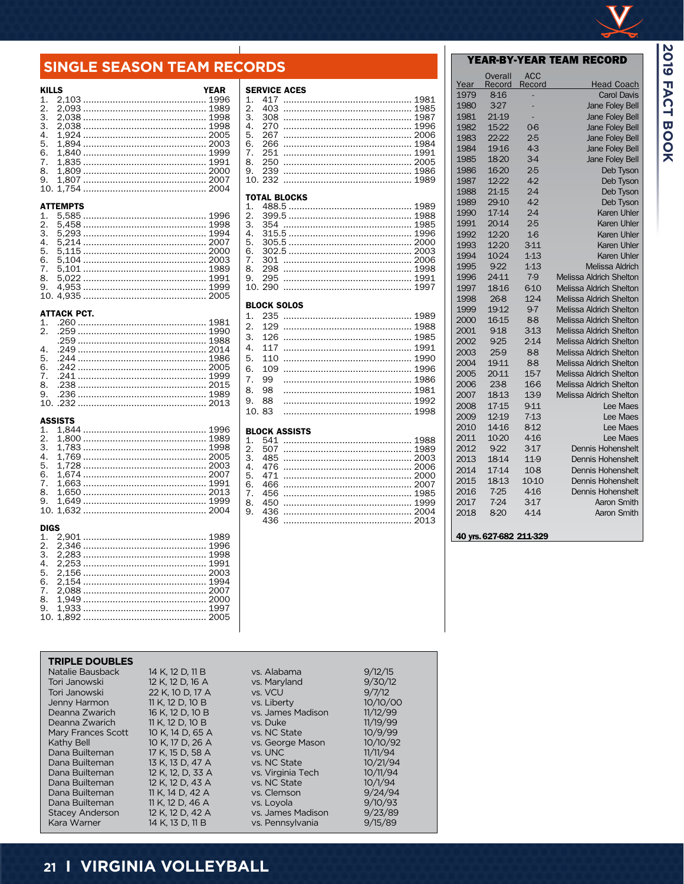## SINGLE SEASON TEAM RECORDS

### KILLS

| | | YEAR |
|---|---|---|
| 1. | 2,103 | 1996 |
| 2. | 2,093 | 1989 |
| 3. | 2,038 | 1998 |
| 3. | 2,038 | 1998 |
| 4. | 1,924 | 2005 |
| 5. | 1,894 | 2003 |
| 6. | 1,840 | 1999 |
| 7. | 1,835 | 1991 |
| 8. | 1,809 | 2000 |
| 9. | 1,807 | 2007 |
| 10. | 1,754 | 2004 |

### ATTEMPTS

| | | |
|---|---|---|
| 1. | 5,585 | 1996 |
| 2. | 5,458 | 1998 |
| 3. | 5,293 | 1994 |
| 4. | 5,214 | 2007 |
| 5. | 5,115 | 2000 |
| 6. | 5,104 | 2003 |
| 7. | 5,101 | 1989 |
| 8. | 5,022 | 1991 |
| 9. | 4,953 | 1999 |
| 10. | 4,935 | 2005 |

### ATTACK PCT.

| | | |
|---|---|---|
| 1. | .260 | 1981 |
| 2. | .259 | 1990 |
| | .259 | 1988 |
| 4. | .249 | 2014 |
| 5. | .244 | 1986 |
| 6. | .242 | 2005 |
| 7. | .241 | 1999 |
| 8. | .238 | 2015 |
| 9. | .236 | 1989 |
| 10. | .232 | 2013 |

### ASSISTS

| | | |
|---|---|---|
| 1. | 1,844 | 1996 |
| 2. | 1,800 | 1989 |
| 3. | 1,783 | 1998 |
| 4. | 1,769 | 2005 |
| 5. | 1,728 | 2003 |
| 6. | 1,674 | 2007 |
| 7. | 1,663 | 1991 |
| 8. | 1,650 | 2013 |
| 9. | 1,649 | 1999 |
| 10. | 1,632 | 2004 |

### DIGS

| | | |
|---|---|---|
| 1. | 2,901 | 1989 |
| 2. | 2,346 | 1996 |
| 3. | 2,283 | 1998 |
| 4. | 2,253 | 1991 |
| 5. | 2,156 | 2003 |
| 6. | 2,154 | 1994 |
| 7. | 2,088 | 2007 |
| 8. | 1,949 | 2000 |
| 9. | 1,933 | 1997 |
| 10. | 1,892 | 2005 |

### SERVICE ACES

| | | |
|---|---|---|
| 1. | 417 | 1981 |
| 2. | 403 | 1985 |
| 3. | 308 | 1987 |
| 4. | 270 | 1996 |
| 5. | 267 | 2006 |
| 6. | 266 | 1984 |
| 7. | 251 | 1991 |
| 8. | 250 | 2005 |
| 9. | 239 | 1986 |
| 10. | 232 | 1989 |

### TOTAL BLOCKS

| | | |
|---|---|---|
| 1. | 488.5 | 1989 |
| 2. | 399.5 | 1988 |
| 3. | 354 | 1985 |
| 4. | 315.5 | 1996 |
| 5. | 305.5 | 2000 |
| 6. | 302.5 | 2003 |
| 7. | 301 | 2006 |
| 8. | 298 | 1998 |
| 9. | 295 | 1991 |
| 10. | 290 | 1997 |

### BLOCK SOLOS

| | | |
|---|---|---|
| 1. | 235 | 1989 |
| 2. | 129 | 1988 |
| 3. | 126 | 1985 |
| 4. | 117 | 1991 |
| 5. | 110 | 1990 |
| 6. | 109 | 1996 |
| 7. | 99 | 1986 |
| 8. | 98 | 1981 |
| 9. | 88 | 1992 |
| 10. | 83 | 1998 |

### BLOCK ASSISTS

| | | |
|---|---|---|
| 1. | 541 | 1988 |
| 2. | 507 | 1989 |
| 3. | 485 | 2003 |
| 4. | 476 | 2006 |
| 5. | 471 | 2000 |
| 6. | 466 | 2007 |
| 7. | 456 | 1985 |
| 8. | 450 | 1999 |
| 9. | 436 | 2004 |
| | 436 | 2013 |

## YEAR-BY-YEAR TEAM RECORD

| Year | Overall Record | ACC Record | Head Coach |
|---|---|---|---|
| 1979 | 8-16 | - | Carol Davis |
| 1980 | 3-27 | - | Jane Foley Bell |
| 1981 | 21-19 | - | Jane Foley Bell |
| 1982 | 15-22 | 0-6 | Jane Foley Bell |
| 1983 | 22-22 | 2-5 | Jane Foley Bell |
| 1984 | 19-16 | 4-3 | Jane Foley Bell |
| 1985 | 18-20 | 3-4 | Jane Foley Bell |
| 1986 | 16-20 | 2-5 | Deb Tyson |
| 1987 | 12-22 | 4-2 | Deb Tyson |
| 1988 | 21-15 | 2-4 | Deb Tyson |
| 1989 | 29-10 | 4-2 | Deb Tyson |
| 1990 | 17-14 | 2-4 | Karen Uhler |
| 1991 | 20-14 | 2-5 | Karen Uhler |
| 1992 | 12-20 | 1-6 | Karen Uhler |
| 1993 | 12-20 | 3-11 | Karen Uhler |
| 1994 | 10-24 | 1-13 | Karen Uhler |
| 1995 | 9-22 | 1-13 | Melissa Aldrich |
| 1996 | 24-11 | 7-9 | Melissa Aldrich Shelton |
| 1997 | 18-16 | 6-10 | Melissa Aldrich Shelton |
| 1998 | 26-8 | 12-4 | Melissa Aldrich Shelton |
| 1999 | 19-12 | 9-7 | Melissa Aldrich Shelton |
| 2000 | 16-15 | 8-8 | Melissa Aldrich Shelton |
| 2001 | 9-18 | 3-13 | Melissa Aldrich Shelton |
| 2002 | 9-25 | 2-14 | Melissa Aldrich Shelton |
| 2003 | 25-9 | 8-8 | Melissa Aldrich Shelton |
| 2004 | 19-11 | 8-8 | Melissa Aldrich Shelton |
| 2005 | 20-11 | 15-7 | Melissa Aldrich Shelton |
| 2006 | 23-8 | 16-6 | Melissa Aldrich Shelton |
| 2007 | 18-13 | 13-9 | Melissa Aldrich Shelton |
| 2008 | 17-15 | 9-11 | Lee Maes |
| 2009 | 12-19 | 7-13 | Lee Maes |
| 2010 | 14-16 | 8-12 | Lee Maes |
| 2011 | 10-20 | 4-16 | Lee Maes |
| 2012 | 9-22 | 3-17 | Dennis Hohenshelt |
| 2013 | 18-14 | 11-9 | Dennis Hohenshelt |
| 2014 | 17-14 | 10-8 | Dennis Hohenshelt |
| 2015 | 18-13 | 10-10 | Dennis Hohenshelt |
| 2016 | 7-25 | 4-16 | Dennis Hohenshelt |
| 2017 | 7-24 | 3-17 | Aaron Smith |
| 2018 | 8-20 | 4-14 | Aaron Smith |
| 40 yrs. | 627-682 | 211-329 | |

### TRIPLE DOUBLES

| | | | |
|---|---|---|---|
| Natalie Bausback | 14 K, 12 D, 11 B | vs. Alabama | 9/12/15 |
| Tori Janowski | 12 K, 12 D, 16 A | vs. Maryland | 9/30/12 |
| Tori Janowski | 22 K, 10 D, 17 A | vs. VCU | 9/7/12 |
| Jenny Harmon | 11 K, 12 D, 10 B | vs. Liberty | 10/10/00 |
| Deanna Zwarich | 16 K, 12 D, 10 B | vs. James Madison | 11/12/99 |
| Deanna Zwarich | 11 K, 12 D, 10 B | vs. Duke | 11/19/99 |
| Mary Frances Scott | 10 K, 14 D, 65 A | vs. NC State | 10/9/99 |
| Kathy Bell | 10 K, 17 D, 26 A | vs. George Mason | 10/10/92 |
| Dana Builteman | 17 K, 15 D, 58 A | vs. UNC | 11/11/94 |
| Dana Builteman | 13 K, 13 D, 47 A | vs. NC State | 10/21/94 |
| Dana Builteman | 12 K, 12, D, 33 A | vs. Virginia Tech | 10/11/94 |
| Dana Builteman | 12 K, 12 D, 43 A | vs. NC State | 10/1/94 |
| Dana Builteman | 11 K, 14 D, 42 A | vs. Clemson | 9/24/94 |
| Dana Builteman | 11 K, 12 D, 46 A | vs. Loyola | 9/10/93 |
| Stacey Anderson | 12 K, 12 D, 42 A | vs. James Madison | 9/23/89 |
| Kara Warner | 14 K, 13 D, 11 B | vs. Pennsylvania | 9/15/89 |